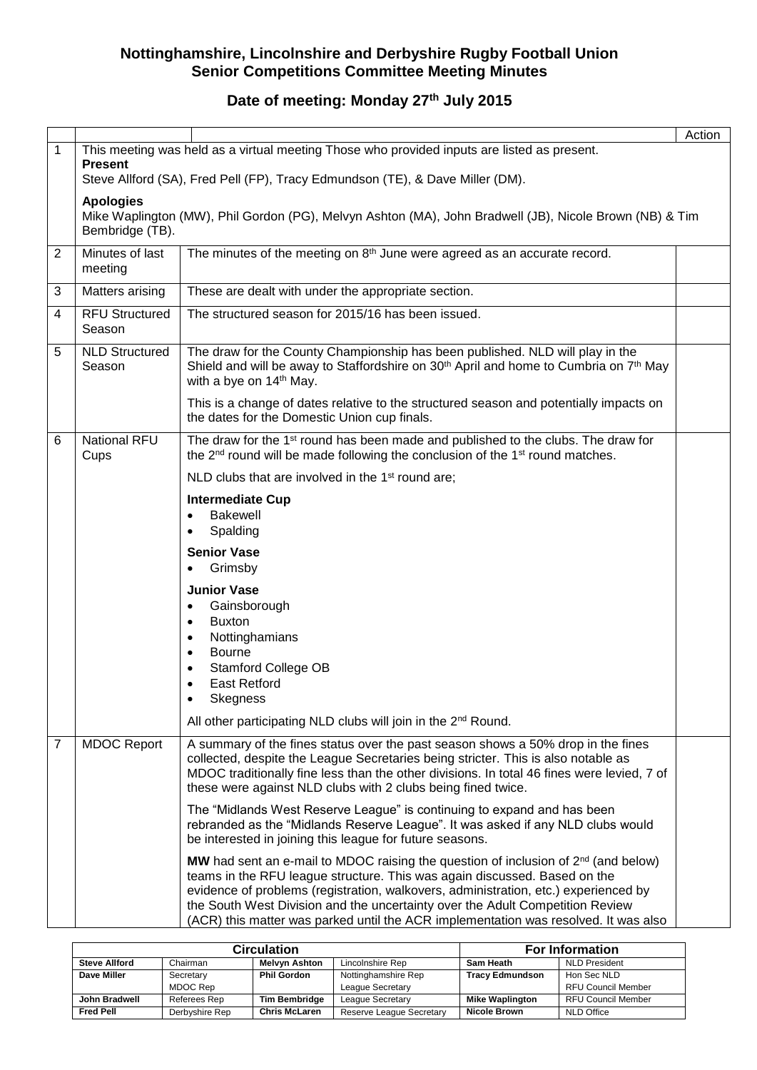# Nottinghamshire, Lincolnshire and Derbyshire Rugby Football Union
# Senior Competitions Committee Meeting Minutes

## Date of meeting: Monday 27th July 2015

| | | | Action |
|---|---|---|---|
| 1 | This meeting was held as a virtual meeting Those who provided inputs are listed as present.<br>**Present**<br>Steve Allford (SA), Fred Pell (FP), Tracy Edmundson (TE), & Dave Miller (DM).<br>**Apologies**<br>Mike Waplington (MW), Phil Gordon (PG), Melvyn Ashton (MA), John Bradwell (JB), Nicole Brown (NB) & Tim Bembridge (TB). | | |
| 2 | Minutes of last meeting | The minutes of the meeting on 8th June were agreed as an accurate record. | |
| 3 | Matters arising | These are dealt with under the appropriate section. | |
| 4 | RFU Structured Season | The structured season for 2015/16 has been issued. | |
| 5 | NLD Structured Season | The draw for the County Championship has been published. NLD will play in the Shield and will be away to Staffordshire on 30th April and home to Cumbria on 7th May with a bye on 14th May.<br>This is a change of dates relative to the structured season and potentially impacts on the dates for the Domestic Union cup finals. | |
| 6 | National RFU Cups | The draw for the 1st round has been made and published to the clubs. The draw for the 2nd round will be made following the conclusion of the 1st round matches.<br>NLD clubs that are involved in the 1st round are;<br>**Intermediate Cup**<br>• Bakewell<br>• Spalding<br>**Senior Vase**<br>• Grimsby<br>**Junior Vase**<br>• Gainsborough<br>• Buxton<br>• Nottinghamians<br>• Bourne<br>• Stamford College OB<br>• East Retford<br>• Skegness<br>All other participating NLD clubs will join in the 2nd Round. | |
| 7 | MDOC Report | A summary of the fines status over the past season shows a 50% drop in the fines collected, despite the League Secretaries being stricter. This is also notable as MDOC traditionally fine less than the other divisions. In total 46 fines were levied, 7 of these were against NLD clubs with 2 clubs being fined twice.<br>The "Midlands West Reserve League" is continuing to expand and has been rebranded as the "Midlands Reserve League". It was asked if any NLD clubs would be interested in joining this league for future seasons.<br>**MW** had sent an e-mail to MDOC raising the question of inclusion of 2nd (and below) teams in the RFU league structure. This was again discussed. Based on the evidence of problems (registration, walkovers, administration, etc.) experienced by the South West Division and the uncertainty over the Adult Competition Review (ACR) this matter was parked until the ACR implementation was resolved. It was also | |

| Circulation | | | | For Information | |
|---|---|---|---|---|---|
| **Steve Allford** | Chairman | **Melvyn Ashton** | Lincolnshire Rep | **Sam Heath** | NLD President |
| **Dave Miller** | Secretary<br>MDOC Rep | **Phil Gordon** | Nottinghamshire Rep<br>League Secretary | **Tracy Edmundson** | Hon Sec NLD<br>RFU Council Member |
| **John Bradwell** | Referees Rep | **Tim Bembridge** | League Secretary | **Mike Waplington** | RFU Council Member |
| **Fred Pell** | Derbyshire Rep | **Chris McLaren** | Reserve League Secretary | **Nicole Brown** | NLD Office |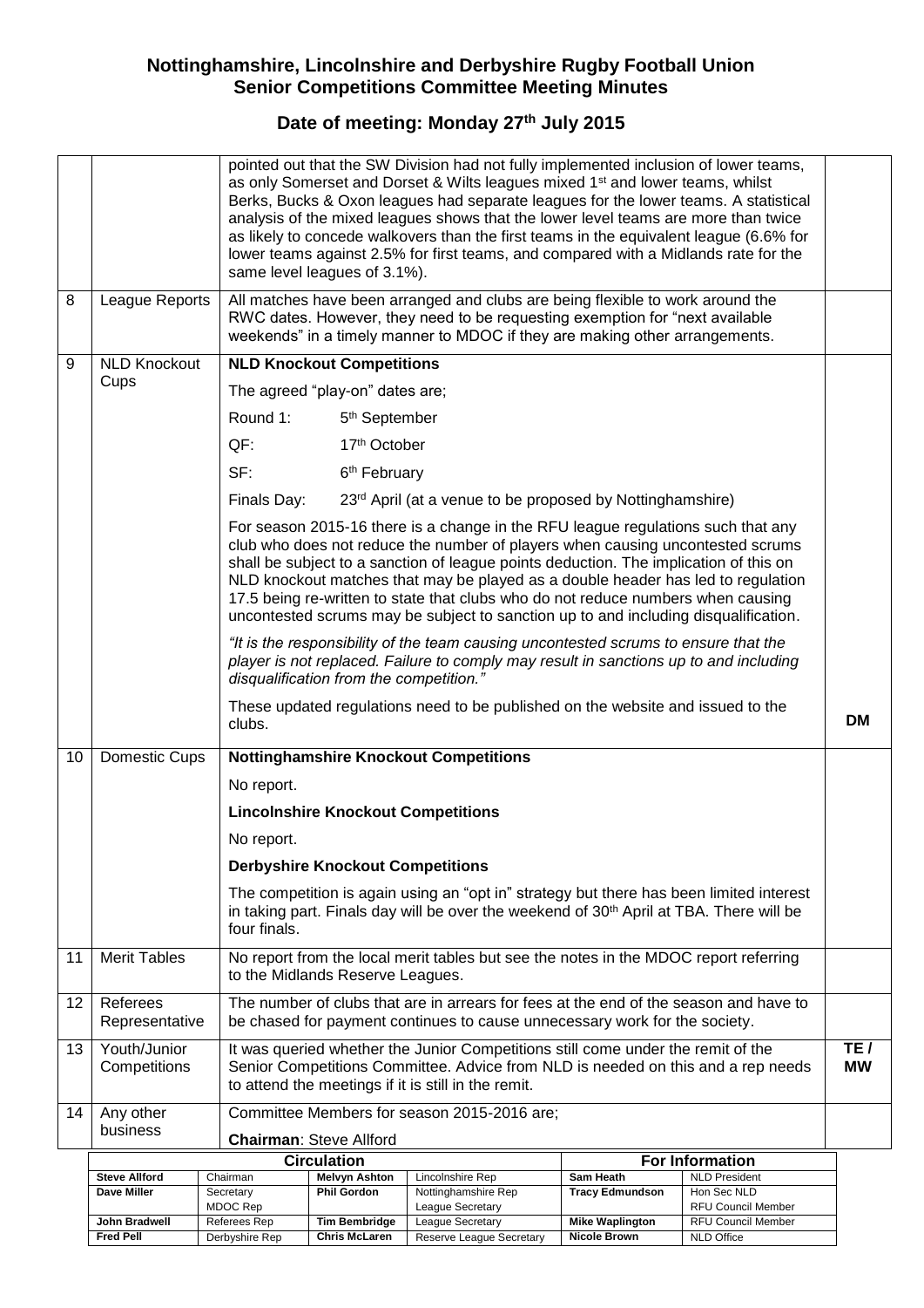# Nottinghamshire, Lincolnshire and Derbyshire Rugby Football Union
## Senior Competitions Committee Meeting Minutes

### Date of meeting: Monday 27th July 2015

| | | | |
|---|---|---|---|
| | | pointed out that the SW Division had not fully implemented inclusion of lower teams, as only Somerset and Dorset & Wilts leagues mixed 1st and lower teams, whilst Berks, Bucks & Oxon leagues had separate leagues for the lower teams. A statistical analysis of the mixed leagues shows that the lower level teams are more than twice as likely to concede walkovers than the first teams in the equivalent league (6.6% for lower teams against 2.5% for first teams, and compared with a Midlands rate for the same level leagues of 3.1%). | |
| 8 | League Reports | All matches have been arranged and clubs are being flexible to work around the RWC dates. However, they need to be requesting exemption for "next available weekends" in a timely manner to MDOC if they are making other arrangements. | |
| 9 | NLD Knockout Cups | **NLD Knockout Competitions**<br>The agreed "play-on" dates are;<br>Round 1: 5th September<br>QF: 17th October<br>SF: 6th February<br>Finals Day: 23rd April (at a venue to be proposed by Nottinghamshire)<br>For season 2015-16 there is a change in the RFU league regulations such that any club who does not reduce the number of players when causing uncontested scrums shall be subject to a sanction of league points deduction. The implication of this on NLD knockout matches that may be played as a double header has led to regulation 17.5 being re-written to state that clubs who do not reduce numbers when causing uncontested scrums may be subject to sanction up to and including disqualification.<br>*"It is the responsibility of the team causing uncontested scrums to ensure that the player is not replaced. Failure to comply may result in sanctions up to and including disqualification from the competition."*<br>These updated regulations need to be published on the website and issued to the clubs. | **DM** |
| 10 | Domestic Cups | **Nottinghamshire Knockout Competitions**<br>No report.<br>**Lincolnshire Knockout Competitions**<br>No report.<br>**Derbyshire Knockout Competitions**<br>The competition is again using an "opt in" strategy but there has been limited interest in taking part. Finals day will be over the weekend of 30th April at TBA. There will be four finals. | |
| 11 | Merit Tables | No report from the local merit tables but see the notes in the MDOC report referring to the Midlands Reserve Leagues. | |
| 12 | Referees Representative | The number of clubs that are in arrears for fees at the end of the season and have to be chased for payment continues to cause unnecessary work for the society. | |
| 13 | Youth/Junior Competitions | It was queried whether the Junior Competitions still come under the remit of the Senior Competitions Committee. Advice from NLD is needed on this and a rep needs to attend the meetings if it is still in the remit. | **TE / MW** |
| 14 | Any other business | Committee Members for season 2015-2016 are;<br>**Chairman**: Steve Allford | |

| Circulation | | | | For Information | |
|---|---|---|---|---|---|
| **Steve Allford** | Chairman | **Melvyn Ashton** | Lincolnshire Rep | **Sam Heath** | NLD President |
| **Dave Miller** | Secretary<br>MDOC Rep | **Phil Gordon** | Nottinghamshire Rep<br>League Secretary | **Tracy Edmundson** | Hon Sec NLD<br>RFU Council Member |
| **John Bradwell** | Referees Rep | **Tim Bembridge** | League Secretary | **Mike Waplington** | RFU Council Member |
| **Fred Pell** | Derbyshire Rep | **Chris McLaren** | Reserve League Secretary | **Nicole Brown** | NLD Office |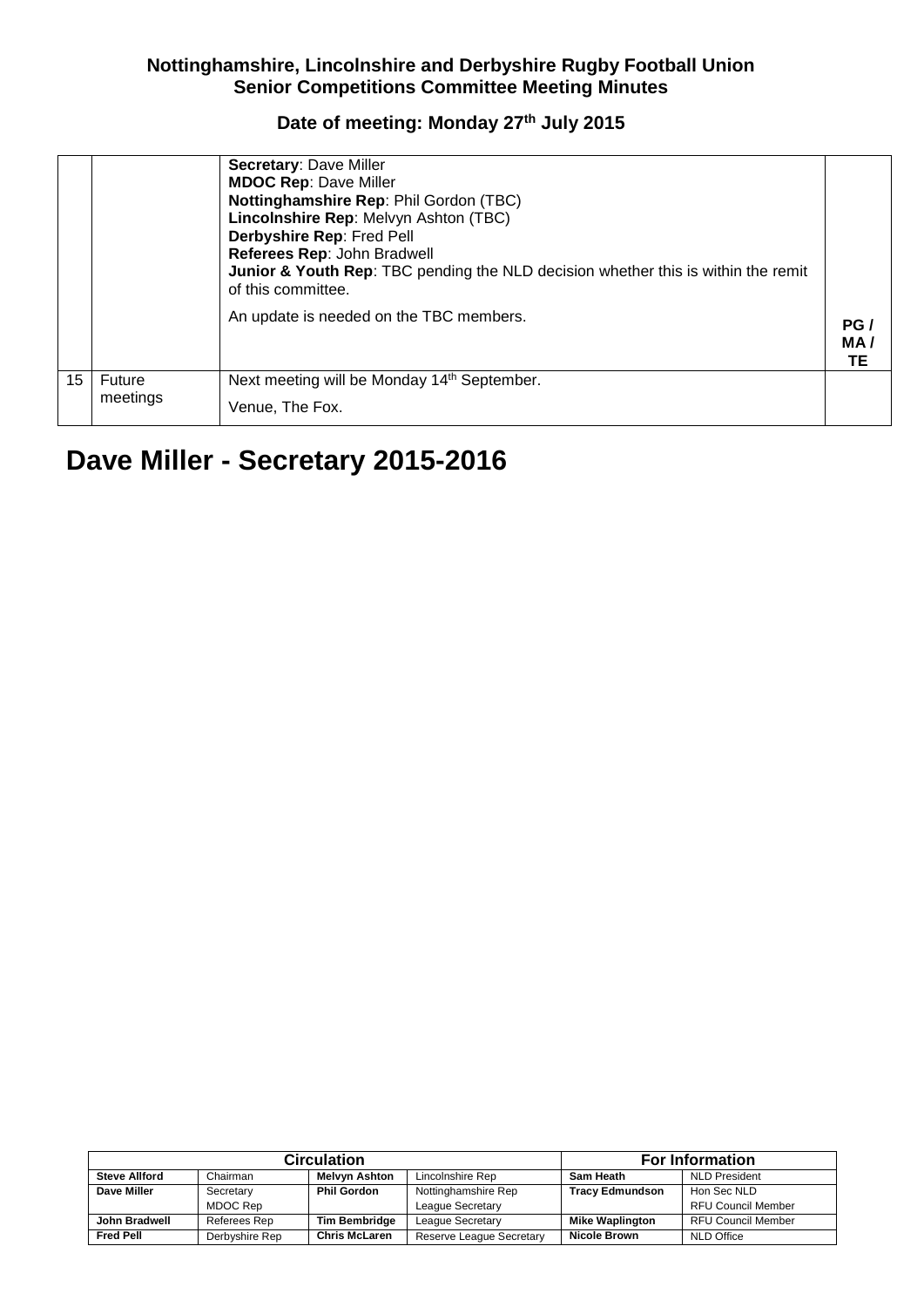**Nottinghamshire, Lincolnshire and Derbyshire Rugby Football Union**
**Senior Competitions Committee Meeting Minutes**

**Date of meeting: Monday 27th July 2015**

| | | | |
|---|---|---|---|
| | | **Secretary**: Dave Miller<br>**MDOC Rep**: Dave Miller<br>**Nottinghamshire Rep**: Phil Gordon (TBC)<br>**Lincolnshire Rep**: Melvyn Ashton (TBC)<br>**Derbyshire Rep**: Fred Pell<br>**Referees Rep**: John Bradwell<br>**Junior & Youth Rep**: TBC pending the NLD decision whether this is within the remit of this committee.<br><br>An update is needed on the TBC members. | **PG / MA / TE** |
| 15 | Future meetings | Next meeting will be Monday 14th September.<br><br>Venue, The Fox. | |

# Dave Miller - Secretary 2015-2016

| Circulation | | | | For Information | |
|---|---|---|---|---|---|
| **Steve Allford** | Chairman | **Melvyn Ashton** | Lincolnshire Rep | **Sam Heath** | NLD President |
| **Dave Miller** | Secretary<br>MDOC Rep | **Phil Gordon** | Nottinghamshire Rep<br>League Secretary | **Tracy Edmundson** | Hon Sec NLD<br>RFU Council Member |
| **John Bradwell** | Referees Rep | **Tim Bembridge** | League Secretary | **Mike Waplington** | RFU Council Member |
| **Fred Pell** | Derbyshire Rep | **Chris McLaren** | Reserve League Secretary | **Nicole Brown** | NLD Office |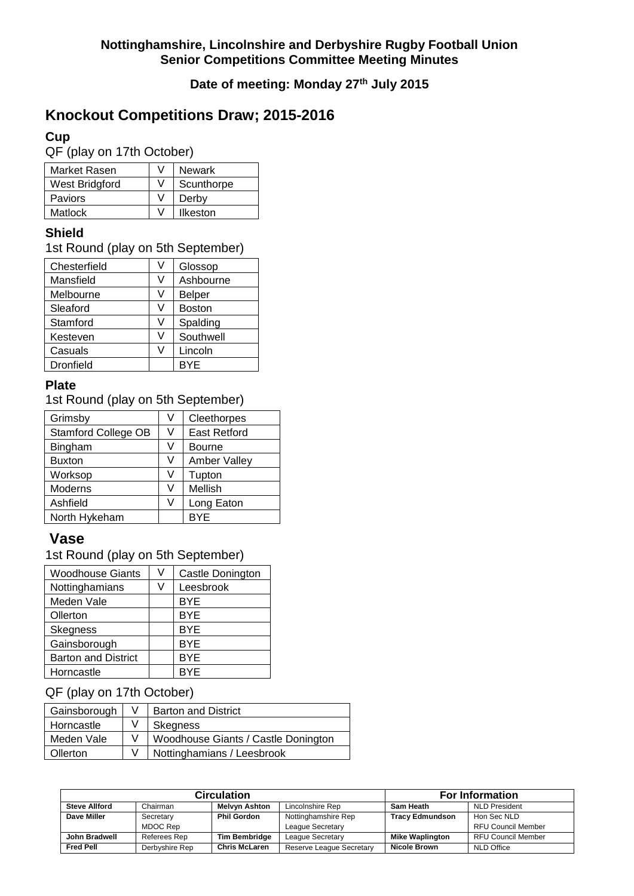**Nottinghamshire, Lincolnshire and Derbyshire Rugby Football Union**
**Senior Competitions Committee Meeting Minutes**

**Date of meeting: Monday 27th July 2015**

# Knockout Competitions Draw; 2015-2016

### Cup

QF (play on 17th October)

| | | |
|---|---|---|
| Market Rasen | V | Newark |
| West Bridgford | V | Scunthorpe |
| Paviors | V | Derby |
| Matlock | V | Ilkeston |

### Shield

1st Round (play on 5th September)

| | | |
|---|---|---|
| Chesterfield | V | Glossop |
| Mansfield | V | Ashbourne |
| Melbourne | V | Belper |
| Sleaford | V | Boston |
| Stamford | V | Spalding |
| Kesteven | V | Southwell |
| Casuals | V | Lincoln |
| Dronfield | | BYE |

### Plate

1st Round (play on 5th September)

| | | |
|---|---|---|
| Grimsby | V | Cleethorpes |
| Stamford College OB | V | East Retford |
| Bingham | V | Bourne |
| Buxton | V | Amber Valley |
| Worksop | V | Tupton |
| Moderns | V | Mellish |
| Ashfield | V | Long Eaton |
| North Hykeham | | BYE |

### Vase

1st Round (play on 5th September)

| | | |
|---|---|---|
| Woodhouse Giants | V | Castle Donington |
| Nottinghamians | V | Leesbrook |
| Meden Vale | | BYE |
| Ollerton | | BYE |
| Skegness | | BYE |
| Gainsborough | | BYE |
| Barton and District | | BYE |
| Horncastle | | BYE |

QF (play on 17th October)

| | | |
|---|---|---|
| Gainsborough | V | Barton and District |
| Horncastle | V | Skegness |
| Meden Vale | V | Woodhouse Giants / Castle Donington |
| Ollerton | V | Nottinghamians / Leesbrook |

| Circulation | | | | For Information | |
|---|---|---|---|---|---|
| **Steve Allford** | Chairman | **Melvyn Ashton** | Lincolnshire Rep | **Sam Heath** | NLD President |
| **Dave Miller** | Secretary<br>MDOC Rep | **Phil Gordon** | Nottinghamshire Rep<br>League Secretary | **Tracy Edmundson** | Hon Sec NLD<br>RFU Council Member |
| **John Bradwell** | Referees Rep | **Tim Bembridge** | League Secretary | **Mike Waplington** | RFU Council Member |
| **Fred Pell** | Derbyshire Rep | **Chris McLaren** | Reserve League Secretary | **Nicole Brown** | NLD Office |